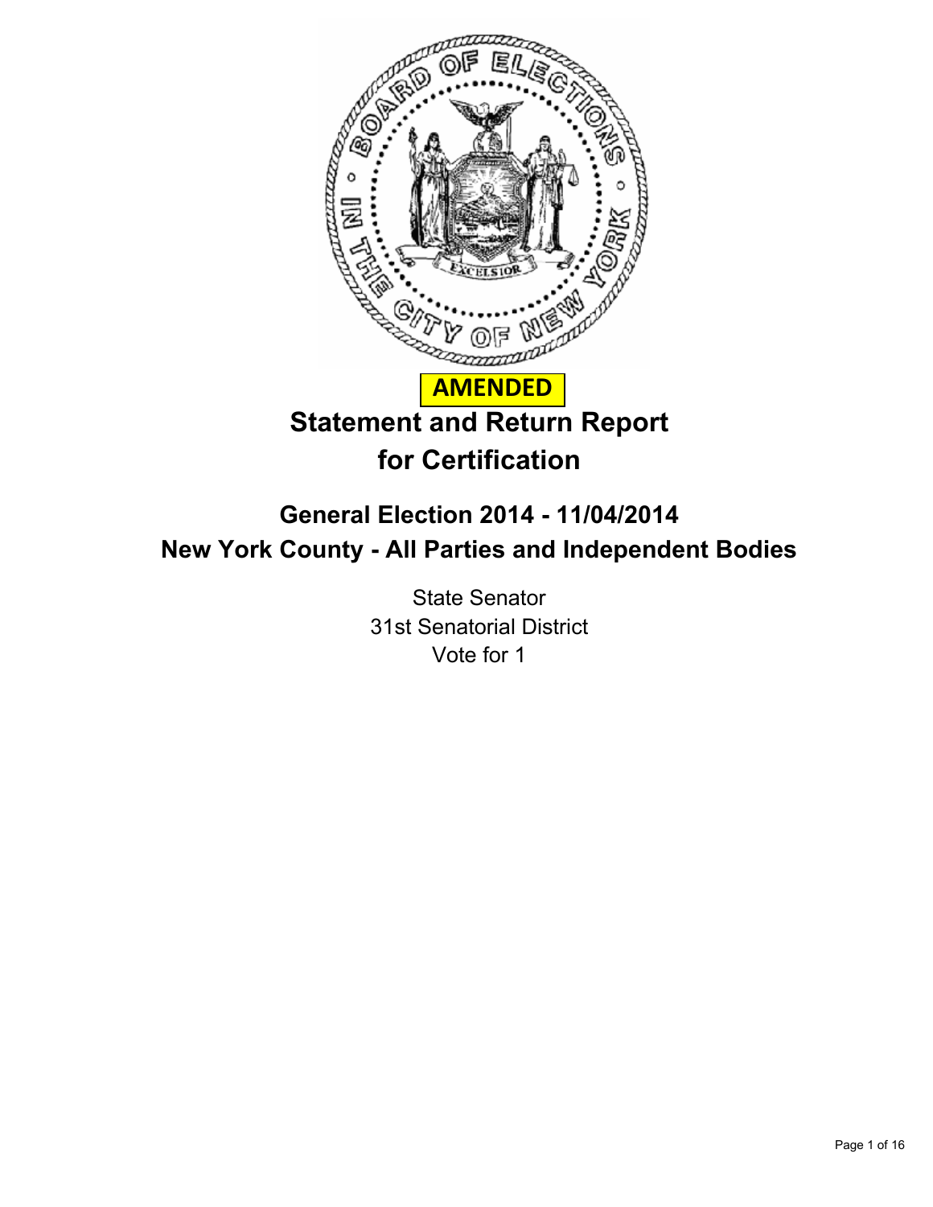**AMENDED**

# Statement and Return Report for Certification

## General Election 2014 - 11/04/2014
## New York County - All Parties and Independent Bodies

State Senator
31st Senatorial District
Vote for 1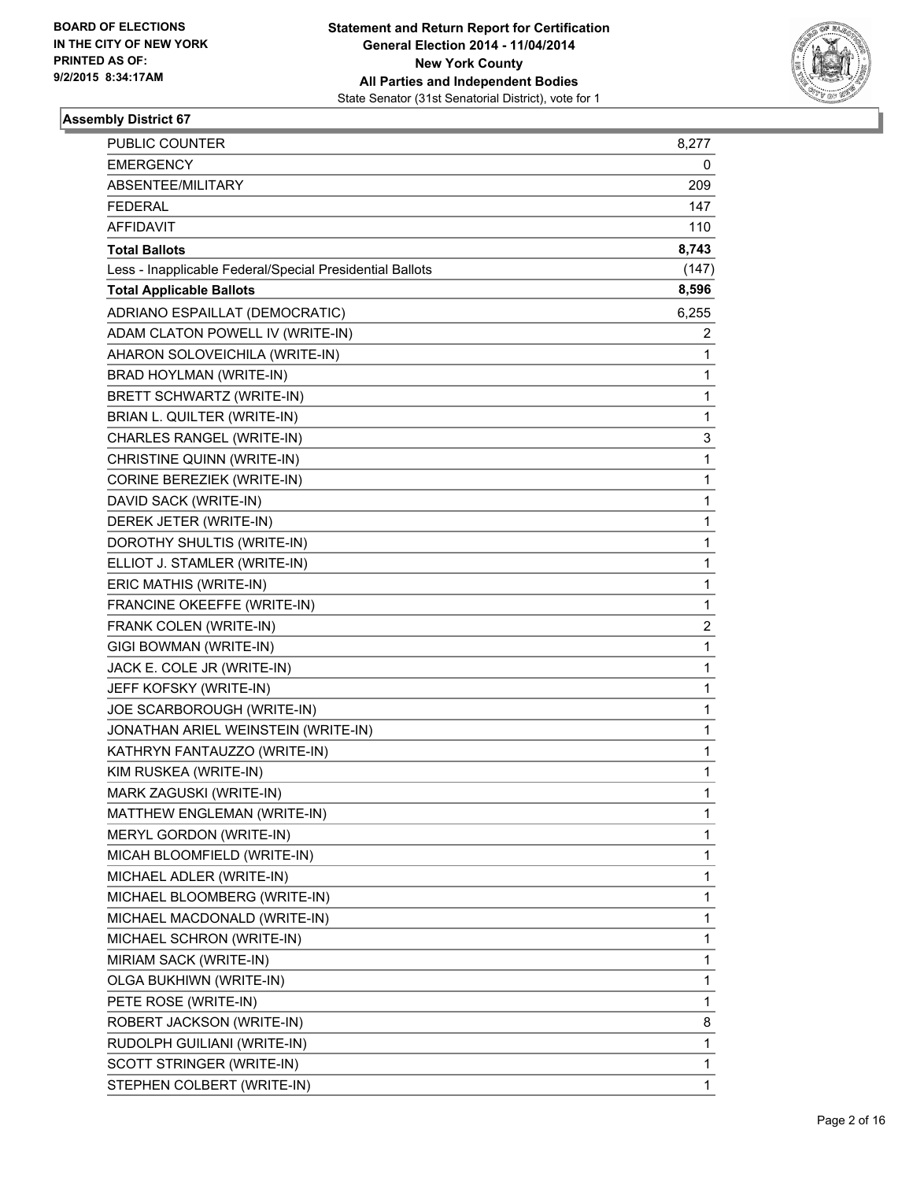**BOARD OF ELECTIONS IN THE CITY OF NEW YORK PRINTED AS OF: 9/2/2015 8:34:17AM**

**Statement and Return Report for Certification**
**General Election 2014 - 11/04/2014**
**New York County**
**All Parties and Independent Bodies**
State Senator (31st Senatorial District), vote for 1

## Assembly District 67

| | |
|---|---|
| PUBLIC COUNTER | 8,277 |
| EMERGENCY | 0 |
| ABSENTEE/MILITARY | 209 |
| FEDERAL | 147 |
| AFFIDAVIT | 110 |
| **Total Ballots** | **8,743** |
| Less - Inapplicable Federal/Special Presidential Ballots | (147) |
| **Total Applicable Ballots** | **8,596** |
| ADRIANO ESPAILLAT (DEMOCRATIC) | 6,255 |
| ADAM CLATON POWELL IV (WRITE-IN) | 2 |
| AHARON SOLOVEICHILA (WRITE-IN) | 1 |
| BRAD HOYLMAN (WRITE-IN) | 1 |
| BRETT SCHWARTZ (WRITE-IN) | 1 |
| BRIAN L. QUILTER (WRITE-IN) | 1 |
| CHARLES RANGEL (WRITE-IN) | 3 |
| CHRISTINE QUINN (WRITE-IN) | 1 |
| CORINE BEREZIEK (WRITE-IN) | 1 |
| DAVID SACK (WRITE-IN) | 1 |
| DEREK JETER (WRITE-IN) | 1 |
| DOROTHY SHULTIS (WRITE-IN) | 1 |
| ELLIOT J. STAMLER (WRITE-IN) | 1 |
| ERIC MATHIS (WRITE-IN) | 1 |
| FRANCINE OKEEFFE (WRITE-IN) | 1 |
| FRANK COLEN (WRITE-IN) | 2 |
| GIGI BOWMAN (WRITE-IN) | 1 |
| JACK E. COLE JR (WRITE-IN) | 1 |
| JEFF KOFSKY (WRITE-IN) | 1 |
| JOE SCARBOROUGH (WRITE-IN) | 1 |
| JONATHAN ARIEL WEINSTEIN (WRITE-IN) | 1 |
| KATHRYN FANTAUZZO (WRITE-IN) | 1 |
| KIM RUSKEA (WRITE-IN) | 1 |
| MARK ZAGUSKI (WRITE-IN) | 1 |
| MATTHEW ENGLEMAN (WRITE-IN) | 1 |
| MERYL GORDON (WRITE-IN) | 1 |
| MICAH BLOOMFIELD (WRITE-IN) | 1 |
| MICHAEL ADLER (WRITE-IN) | 1 |
| MICHAEL BLOOMBERG (WRITE-IN) | 1 |
| MICHAEL MACDONALD (WRITE-IN) | 1 |
| MICHAEL SCHRON (WRITE-IN) | 1 |
| MIRIAM SACK (WRITE-IN) | 1 |
| OLGA BUKHIWN (WRITE-IN) | 1 |
| PETE ROSE (WRITE-IN) | 1 |
| ROBERT JACKSON (WRITE-IN) | 8 |
| RUDOLPH GUILIANI (WRITE-IN) | 1 |
| SCOTT STRINGER (WRITE-IN) | 1 |
| STEPHEN COLBERT (WRITE-IN) | 1 |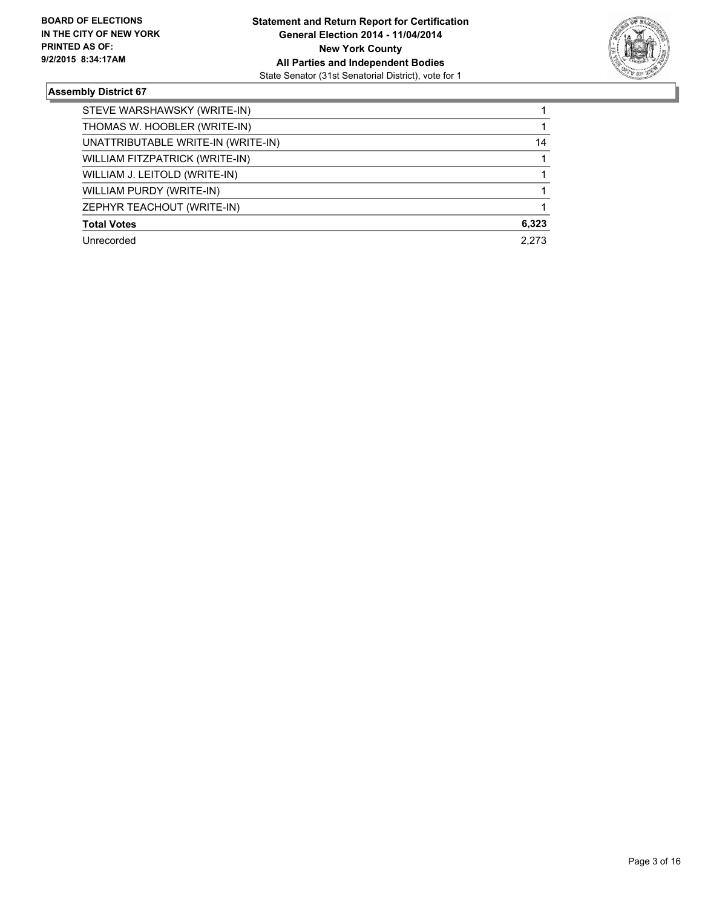**BOARD OF ELECTIONS IN THE CITY OF NEW YORK PRINTED AS OF: 9/2/2015 8:34:17AM**

**Statement and Return Report for Certification**
**General Election 2014 - 11/04/2014**
**New York County**
**All Parties and Independent Bodies**
State Senator (31st Senatorial District), vote for 1

### Assembly District 67

| | |
|---|---|
| STEVE WARSHAWSKY (WRITE-IN) | 1 |
| THOMAS W. HOOBLER (WRITE-IN) | 1 |
| UNATTRIBUTABLE WRITE-IN (WRITE-IN) | 14 |
| WILLIAM FITZPATRICK (WRITE-IN) | 1 |
| WILLIAM J. LEITOLD (WRITE-IN) | 1 |
| WILLIAM PURDY (WRITE-IN) | 1 |
| ZEPHYR TEACHOUT (WRITE-IN) | 1 |
| **Total Votes** | **6,323** |
| Unrecorded | 2,273 |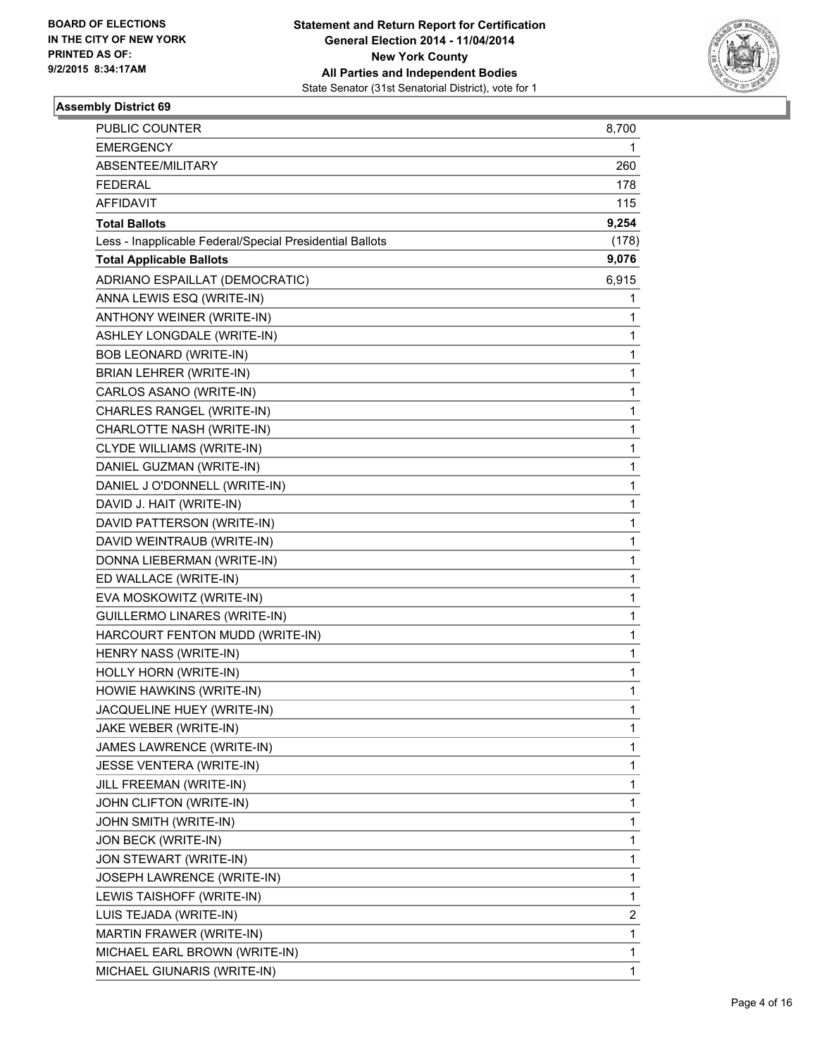BOARD OF ELECTIONS
IN THE CITY OF NEW YORK
PRINTED AS OF:
9/2/2015 8:34:17AM

**Statement and Return Report for Certification**
**General Election 2014 - 11/04/2014**
**New York County**
**All Parties and Independent Bodies**
State Senator (31st Senatorial District), vote for 1

## Assembly District 69

| | |
|---|---|
| PUBLIC COUNTER | 8,700 |
| EMERGENCY | 1 |
| ABSENTEE/MILITARY | 260 |
| FEDERAL | 178 |
| AFFIDAVIT | 115 |
| **Total Ballots** | **9,254** |
| Less - Inapplicable Federal/Special Presidential Ballots | (178) |
| **Total Applicable Ballots** | **9,076** |
| ADRIANO ESPAILLAT (DEMOCRATIC) | 6,915 |
| ANNA LEWIS ESQ (WRITE-IN) | 1 |
| ANTHONY WEINER (WRITE-IN) | 1 |
| ASHLEY LONGDALE (WRITE-IN) | 1 |
| BOB LEONARD (WRITE-IN) | 1 |
| BRIAN LEHRER (WRITE-IN) | 1 |
| CARLOS ASANO (WRITE-IN) | 1 |
| CHARLES RANGEL (WRITE-IN) | 1 |
| CHARLOTTE NASH (WRITE-IN) | 1 |
| CLYDE WILLIAMS (WRITE-IN) | 1 |
| DANIEL GUZMAN (WRITE-IN) | 1 |
| DANIEL J O'DONNELL (WRITE-IN) | 1 |
| DAVID J. HAIT (WRITE-IN) | 1 |
| DAVID PATTERSON (WRITE-IN) | 1 |
| DAVID WEINTRAUB (WRITE-IN) | 1 |
| DONNA LIEBERMAN (WRITE-IN) | 1 |
| ED WALLACE (WRITE-IN) | 1 |
| EVA MOSKOWITZ (WRITE-IN) | 1 |
| GUILLERMO LINARES (WRITE-IN) | 1 |
| HARCOURT FENTON MUDD (WRITE-IN) | 1 |
| HENRY NASS (WRITE-IN) | 1 |
| HOLLY HORN (WRITE-IN) | 1 |
| HOWIE HAWKINS (WRITE-IN) | 1 |
| JACQUELINE HUEY (WRITE-IN) | 1 |
| JAKE WEBER (WRITE-IN) | 1 |
| JAMES LAWRENCE (WRITE-IN) | 1 |
| JESSE VENTERA (WRITE-IN) | 1 |
| JILL FREEMAN (WRITE-IN) | 1 |
| JOHN CLIFTON (WRITE-IN) | 1 |
| JOHN SMITH (WRITE-IN) | 1 |
| JON BECK (WRITE-IN) | 1 |
| JON STEWART (WRITE-IN) | 1 |
| JOSEPH LAWRENCE (WRITE-IN) | 1 |
| LEWIS TAISHOFF (WRITE-IN) | 1 |
| LUIS TEJADA (WRITE-IN) | 2 |
| MARTIN FRAWER (WRITE-IN) | 1 |
| MICHAEL EARL BROWN (WRITE-IN) | 1 |
| MICHAEL GIUNARIS (WRITE-IN) | 1 |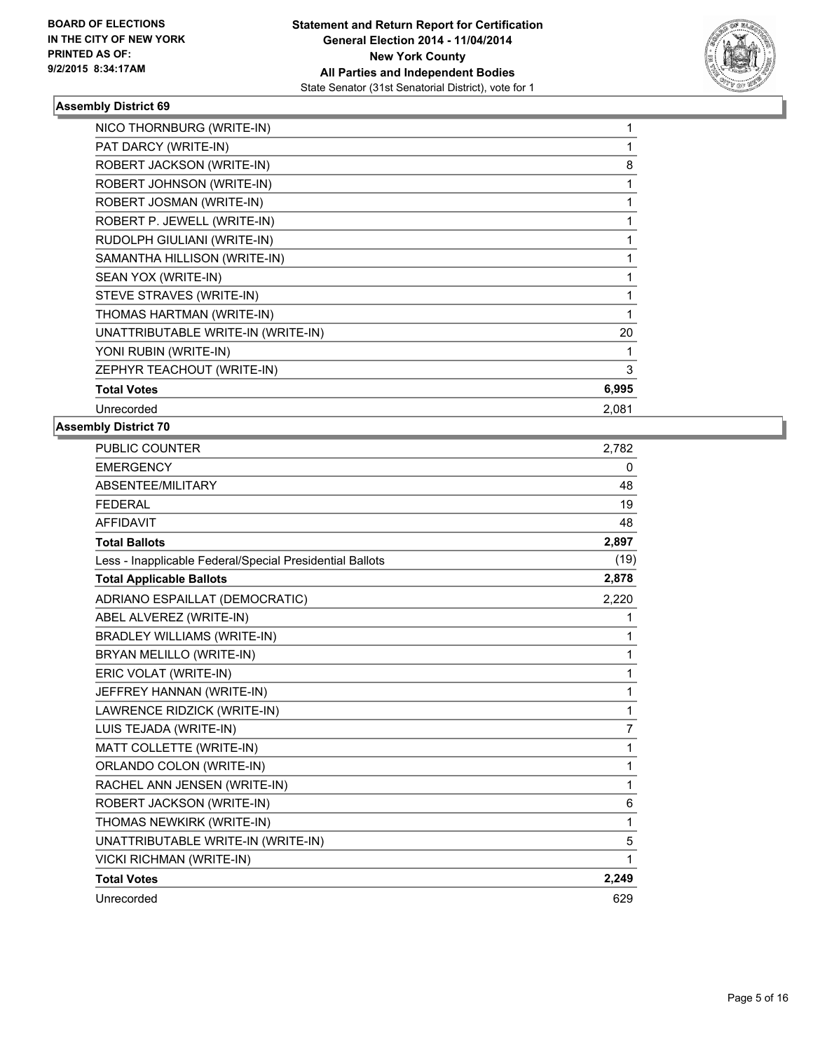**BOARD OF ELECTIONS IN THE CITY OF NEW YORK PRINTED AS OF: 9/2/2015 8:34:17AM**

**Statement and Return Report for Certification General Election 2014 - 11/04/2014 New York County All Parties and Independent Bodies**
State Senator (31st Senatorial District), vote for 1

### Assembly District 69

| | |
|---|---|
| NICO THORNBURG (WRITE-IN) | 1 |
| PAT DARCY (WRITE-IN) | 1 |
| ROBERT JACKSON (WRITE-IN) | 8 |
| ROBERT JOHNSON (WRITE-IN) | 1 |
| ROBERT JOSMAN (WRITE-IN) | 1 |
| ROBERT P. JEWELL (WRITE-IN) | 1 |
| RUDOLPH GIULIANI (WRITE-IN) | 1 |
| SAMANTHA HILLISON (WRITE-IN) | 1 |
| SEAN YOX (WRITE-IN) | 1 |
| STEVE STRAVES (WRITE-IN) | 1 |
| THOMAS HARTMAN (WRITE-IN) | 1 |
| UNATTRIBUTABLE WRITE-IN (WRITE-IN) | 20 |
| YONI RUBIN (WRITE-IN) | 1 |
| ZEPHYR TEACHOUT (WRITE-IN) | 3 |
| **Total Votes** | **6,995** |
| Unrecorded | 2,081 |

### Assembly District 70

| | |
|---|---|
| PUBLIC COUNTER | 2,782 |
| EMERGENCY | 0 |
| ABSENTEE/MILITARY | 48 |
| FEDERAL | 19 |
| AFFIDAVIT | 48 |
| **Total Ballots** | **2,897** |
| Less - Inapplicable Federal/Special Presidential Ballots | (19) |
| **Total Applicable Ballots** | **2,878** |
| ADRIANO ESPAILLAT (DEMOCRATIC) | 2,220 |
| ABEL ALVEREZ (WRITE-IN) | 1 |
| BRADLEY WILLIAMS (WRITE-IN) | 1 |
| BRYAN MELILLO (WRITE-IN) | 1 |
| ERIC VOLAT (WRITE-IN) | 1 |
| JEFFREY HANNAN (WRITE-IN) | 1 |
| LAWRENCE RIDZICK (WRITE-IN) | 1 |
| LUIS TEJADA (WRITE-IN) | 7 |
| MATT COLLETTE (WRITE-IN) | 1 |
| ORLANDO COLON (WRITE-IN) | 1 |
| RACHEL ANN JENSEN (WRITE-IN) | 1 |
| ROBERT JACKSON (WRITE-IN) | 6 |
| THOMAS NEWKIRK (WRITE-IN) | 1 |
| UNATTRIBUTABLE WRITE-IN (WRITE-IN) | 5 |
| VICKI RICHMAN (WRITE-IN) | 1 |
| **Total Votes** | **2,249** |
| Unrecorded | 629 |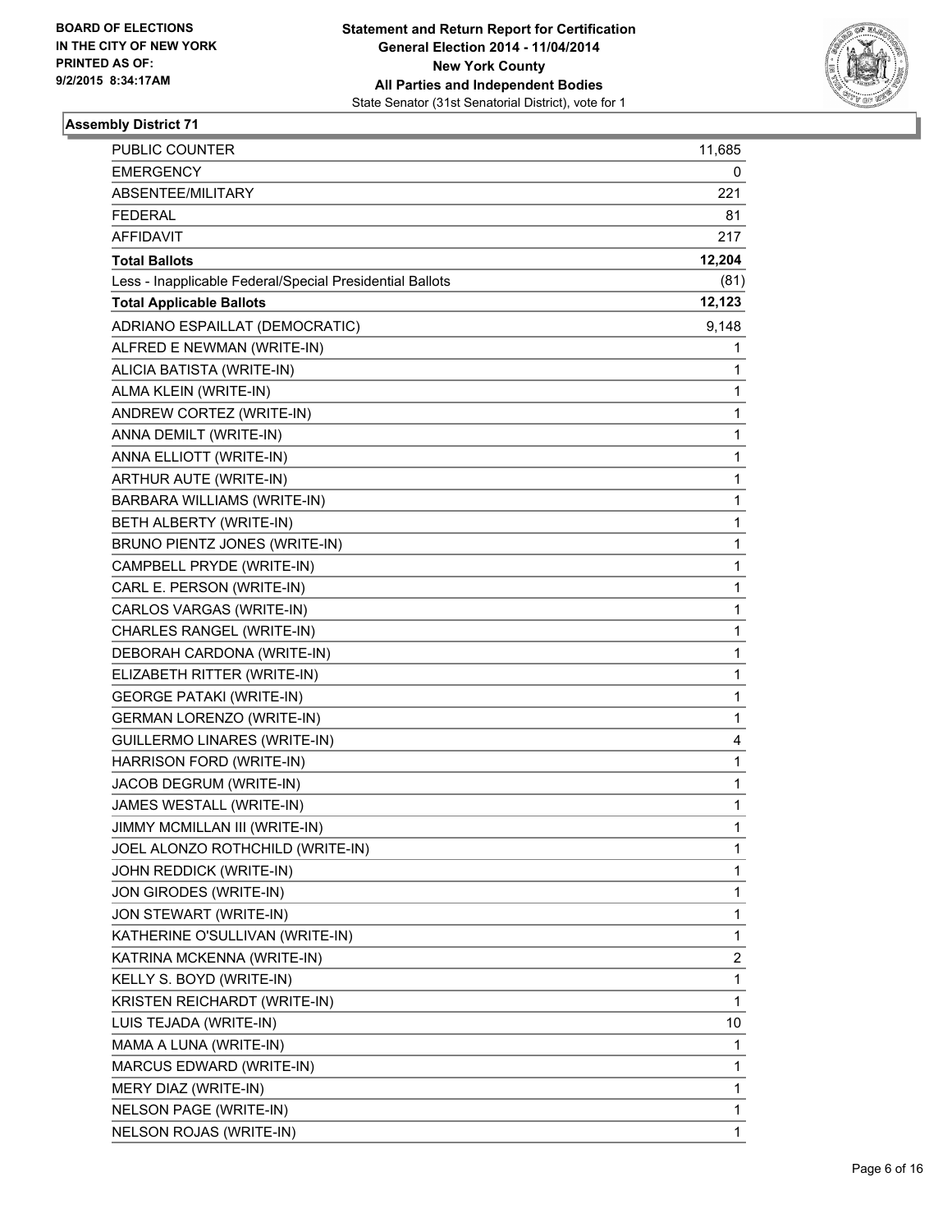**BOARD OF ELECTIONS IN THE CITY OF NEW YORK PRINTED AS OF: 9/2/2015 8:34:17AM**

**Statement and Return Report for Certification General Election 2014 - 11/04/2014 New York County All Parties and Independent Bodies**
State Senator (31st Senatorial District), vote for 1

### Assembly District 71

| | |
|---|---|
| PUBLIC COUNTER | 11,685 |
| EMERGENCY | 0 |
| ABSENTEE/MILITARY | 221 |
| FEDERAL | 81 |
| AFFIDAVIT | 217 |
| **Total Ballots** | **12,204** |
| Less - Inapplicable Federal/Special Presidential Ballots | (81) |
| **Total Applicable Ballots** | **12,123** |
| ADRIANO ESPAILLAT (DEMOCRATIC) | 9,148 |
| ALFRED E NEWMAN (WRITE-IN) | 1 |
| ALICIA BATISTA (WRITE-IN) | 1 |
| ALMA KLEIN (WRITE-IN) | 1 |
| ANDREW CORTEZ (WRITE-IN) | 1 |
| ANNA DEMILT (WRITE-IN) | 1 |
| ANNA ELLIOTT (WRITE-IN) | 1 |
| ARTHUR AUTE (WRITE-IN) | 1 |
| BARBARA WILLIAMS (WRITE-IN) | 1 |
| BETH ALBERTY (WRITE-IN) | 1 |
| BRUNO PIENTZ JONES (WRITE-IN) | 1 |
| CAMPBELL PRYDE (WRITE-IN) | 1 |
| CARL E. PERSON (WRITE-IN) | 1 |
| CARLOS VARGAS (WRITE-IN) | 1 |
| CHARLES RANGEL (WRITE-IN) | 1 |
| DEBORAH CARDONA (WRITE-IN) | 1 |
| ELIZABETH RITTER (WRITE-IN) | 1 |
| GEORGE PATAKI (WRITE-IN) | 1 |
| GERMAN LORENZO (WRITE-IN) | 1 |
| GUILLERMO LINARES (WRITE-IN) | 4 |
| HARRISON FORD (WRITE-IN) | 1 |
| JACOB DEGRUM (WRITE-IN) | 1 |
| JAMES WESTALL (WRITE-IN) | 1 |
| JIMMY MCMILLAN III (WRITE-IN) | 1 |
| JOEL ALONZO ROTHCHILD (WRITE-IN) | 1 |
| JOHN REDDICK (WRITE-IN) | 1 |
| JON GIRODES (WRITE-IN) | 1 |
| JON STEWART (WRITE-IN) | 1 |
| KATHERINE O'SULLIVAN (WRITE-IN) | 1 |
| KATRINA MCKENNA (WRITE-IN) | 2 |
| KELLY S. BOYD (WRITE-IN) | 1 |
| KRISTEN REICHARDT (WRITE-IN) | 1 |
| LUIS TEJADA (WRITE-IN) | 10 |
| MAMA A LUNA (WRITE-IN) | 1 |
| MARCUS EDWARD (WRITE-IN) | 1 |
| MERY DIAZ (WRITE-IN) | 1 |
| NELSON PAGE (WRITE-IN) | 1 |
| NELSON ROJAS (WRITE-IN) | 1 |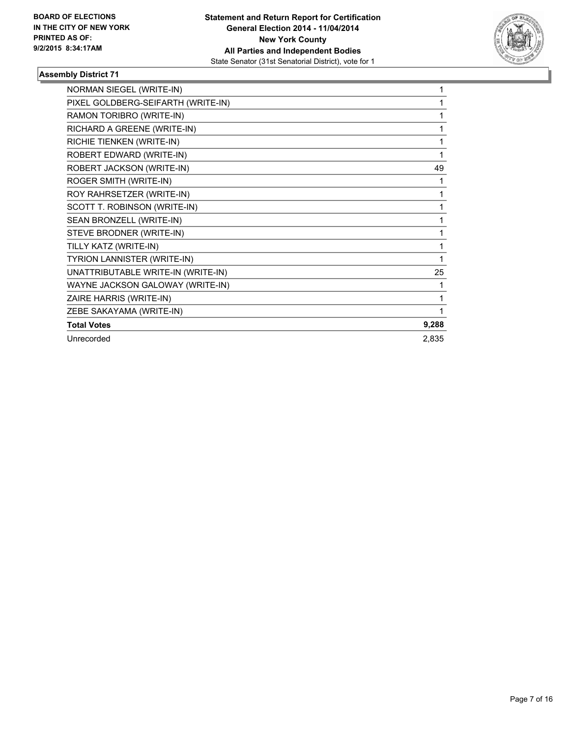**BOARD OF ELECTIONS IN THE CITY OF NEW YORK PRINTED AS OF: 9/2/2015 8:34:17AM**

**Statement and Return Report for Certification General Election 2014 - 11/04/2014 New York County All Parties and Independent Bodies**
State Senator (31st Senatorial District), vote for 1

### Assembly District 71

| | |
|---|---|
| NORMAN SIEGEL (WRITE-IN) | 1 |
| PIXEL GOLDBERG-SEIFARTH (WRITE-IN) | 1 |
| RAMON TORIBRO (WRITE-IN) | 1 |
| RICHARD A GREENE (WRITE-IN) | 1 |
| RICHIE TIENKEN (WRITE-IN) | 1 |
| ROBERT EDWARD (WRITE-IN) | 1 |
| ROBERT JACKSON (WRITE-IN) | 49 |
| ROGER SMITH (WRITE-IN) | 1 |
| ROY RAHRSETZER (WRITE-IN) | 1 |
| SCOTT T. ROBINSON (WRITE-IN) | 1 |
| SEAN BRONZELL (WRITE-IN) | 1 |
| STEVE BRODNER (WRITE-IN) | 1 |
| TILLY KATZ (WRITE-IN) | 1 |
| TYRION LANNISTER (WRITE-IN) | 1 |
| UNATTRIBUTABLE WRITE-IN (WRITE-IN) | 25 |
| WAYNE JACKSON GALOWAY (WRITE-IN) | 1 |
| ZAIRE HARRIS (WRITE-IN) | 1 |
| ZEBE SAKAYAMA (WRITE-IN) | 1 |
| **Total Votes** | **9,288** |
| Unrecorded | 2,835 |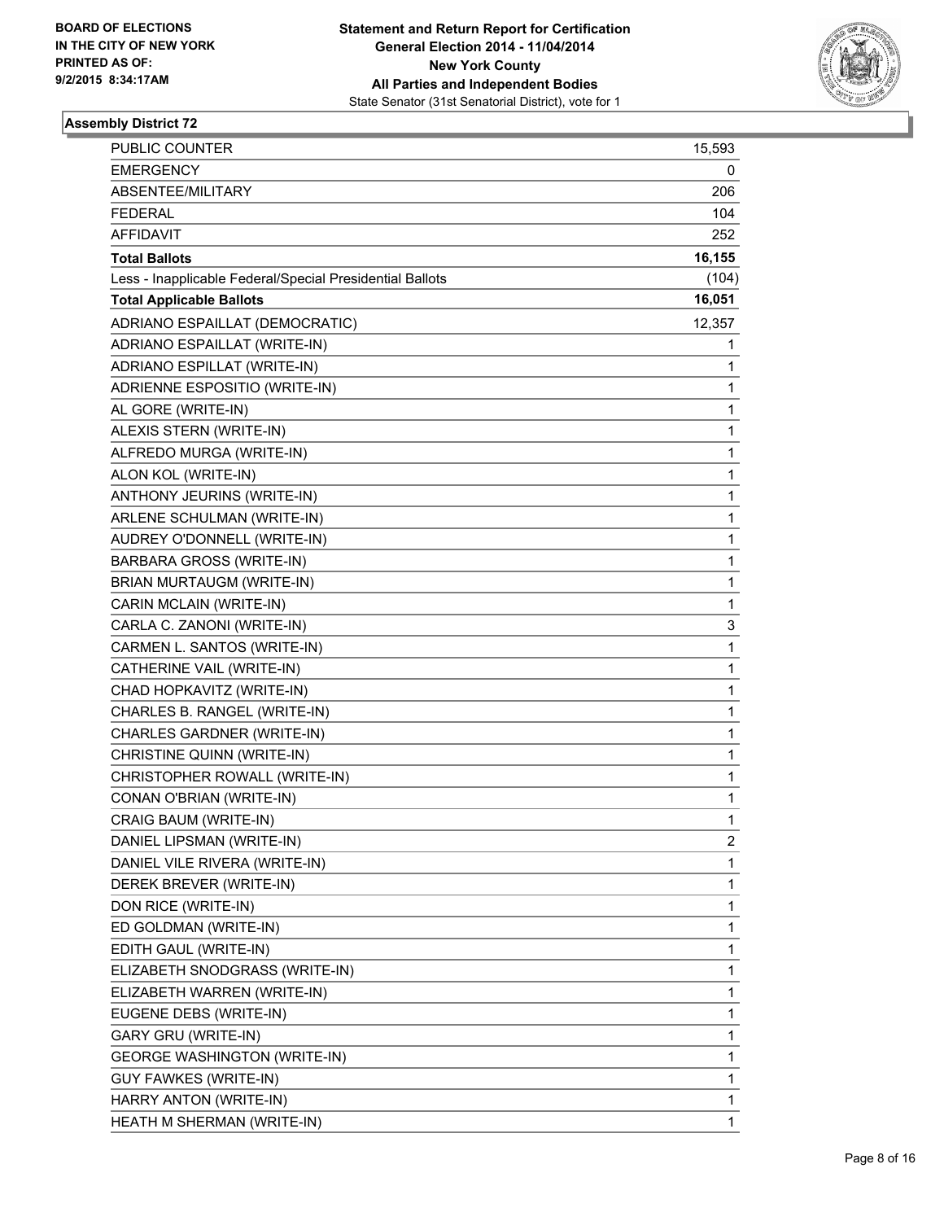**BOARD OF ELECTIONS IN THE CITY OF NEW YORK PRINTED AS OF: 9/2/2015 8:34:17AM**

**Statement and Return Report for Certification General Election 2014 - 11/04/2014 New York County All Parties and Independent Bodies**

State Senator (31st Senatorial District), vote for 1

### Assembly District 72

| | |
|---|---|
| PUBLIC COUNTER | 15,593 |
| EMERGENCY | 0 |
| ABSENTEE/MILITARY | 206 |
| FEDERAL | 104 |
| AFFIDAVIT | 252 |
| **Total Ballots** | **16,155** |
| Less - Inapplicable Federal/Special Presidential Ballots | (104) |
| **Total Applicable Ballots** | **16,051** |
| ADRIANO ESPAILLAT (DEMOCRATIC) | 12,357 |
| ADRIANO ESPAILLAT (WRITE-IN) | 1 |
| ADRIANO ESPILLAT (WRITE-IN) | 1 |
| ADRIENNE ESPOSITIO (WRITE-IN) | 1 |
| AL GORE (WRITE-IN) | 1 |
| ALEXIS STERN (WRITE-IN) | 1 |
| ALFREDO MURGA (WRITE-IN) | 1 |
| ALON KOL (WRITE-IN) | 1 |
| ANTHONY JEURINS (WRITE-IN) | 1 |
| ARLENE SCHULMAN (WRITE-IN) | 1 |
| AUDREY O'DONNELL (WRITE-IN) | 1 |
| BARBARA GROSS (WRITE-IN) | 1 |
| BRIAN MURTAUGM (WRITE-IN) | 1 |
| CARIN MCLAIN (WRITE-IN) | 1 |
| CARLA C. ZANONI (WRITE-IN) | 3 |
| CARMEN L. SANTOS (WRITE-IN) | 1 |
| CATHERINE VAIL (WRITE-IN) | 1 |
| CHAD HOPKAVITZ (WRITE-IN) | 1 |
| CHARLES B. RANGEL (WRITE-IN) | 1 |
| CHARLES GARDNER (WRITE-IN) | 1 |
| CHRISTINE QUINN (WRITE-IN) | 1 |
| CHRISTOPHER ROWALL (WRITE-IN) | 1 |
| CONAN O'BRIAN (WRITE-IN) | 1 |
| CRAIG BAUM (WRITE-IN) | 1 |
| DANIEL LIPSMAN (WRITE-IN) | 2 |
| DANIEL VILE RIVERA (WRITE-IN) | 1 |
| DEREK BREVER (WRITE-IN) | 1 |
| DON RICE (WRITE-IN) | 1 |
| ED GOLDMAN (WRITE-IN) | 1 |
| EDITH GAUL (WRITE-IN) | 1 |
| ELIZABETH SNODGRASS (WRITE-IN) | 1 |
| ELIZABETH WARREN (WRITE-IN) | 1 |
| EUGENE DEBS (WRITE-IN) | 1 |
| GARY GRU (WRITE-IN) | 1 |
| GEORGE WASHINGTON (WRITE-IN) | 1 |
| GUY FAWKES (WRITE-IN) | 1 |
| HARRY ANTON (WRITE-IN) | 1 |
| HEATH M SHERMAN (WRITE-IN) | 1 |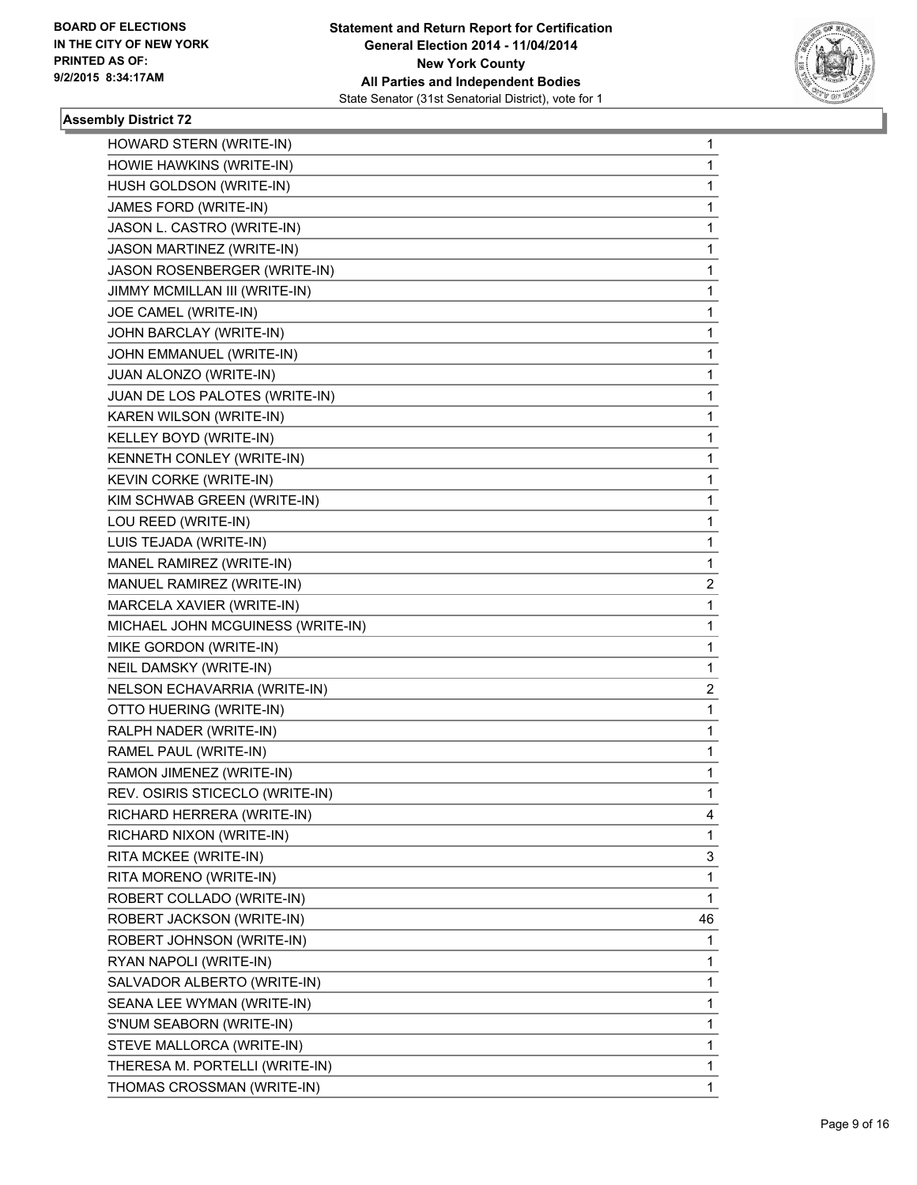**Statement and Return Report for Certification**
**General Election 2014 - 11/04/2014**
**New York County**
**All Parties and Independent Bodies**
State Senator (31st Senatorial District), vote for 1

BOARD OF ELECTIONS
IN THE CITY OF NEW YORK
PRINTED AS OF:
9/2/2015 8:34:17AM

### Assembly District 72

| Candidate | Votes |
|---|---|
| HOWARD STERN (WRITE-IN) | 1 |
| HOWIE HAWKINS (WRITE-IN) | 1 |
| HUSH GOLDSON (WRITE-IN) | 1 |
| JAMES FORD (WRITE-IN) | 1 |
| JASON L. CASTRO (WRITE-IN) | 1 |
| JASON MARTINEZ (WRITE-IN) | 1 |
| JASON ROSENBERGER (WRITE-IN) | 1 |
| JIMMY MCMILLAN III (WRITE-IN) | 1 |
| JOE CAMEL (WRITE-IN) | 1 |
| JOHN BARCLAY (WRITE-IN) | 1 |
| JOHN EMMANUEL (WRITE-IN) | 1 |
| JUAN ALONZO (WRITE-IN) | 1 |
| JUAN DE LOS PALOTES (WRITE-IN) | 1 |
| KAREN WILSON (WRITE-IN) | 1 |
| KELLEY BOYD (WRITE-IN) | 1 |
| KENNETH CONLEY (WRITE-IN) | 1 |
| KEVIN CORKE (WRITE-IN) | 1 |
| KIM SCHWAB GREEN (WRITE-IN) | 1 |
| LOU REED (WRITE-IN) | 1 |
| LUIS TEJADA (WRITE-IN) | 1 |
| MANEL RAMIREZ (WRITE-IN) | 1 |
| MANUEL RAMIREZ (WRITE-IN) | 2 |
| MARCELA XAVIER (WRITE-IN) | 1 |
| MICHAEL JOHN MCGUINESS (WRITE-IN) | 1 |
| MIKE GORDON (WRITE-IN) | 1 |
| NEIL DAMSKY (WRITE-IN) | 1 |
| NELSON ECHAVARRIA (WRITE-IN) | 2 |
| OTTO HUERING (WRITE-IN) | 1 |
| RALPH NADER (WRITE-IN) | 1 |
| RAMEL PAUL (WRITE-IN) | 1 |
| RAMON JIMENEZ (WRITE-IN) | 1 |
| REV. OSIRIS STICECLO (WRITE-IN) | 1 |
| RICHARD HERRERA (WRITE-IN) | 4 |
| RICHARD NIXON (WRITE-IN) | 1 |
| RITA MCKEE (WRITE-IN) | 3 |
| RITA MORENO (WRITE-IN) | 1 |
| ROBERT COLLADO (WRITE-IN) | 1 |
| ROBERT JACKSON (WRITE-IN) | 46 |
| ROBERT JOHNSON (WRITE-IN) | 1 |
| RYAN NAPOLI (WRITE-IN) | 1 |
| SALVADOR ALBERTO (WRITE-IN) | 1 |
| SEANA LEE WYMAN (WRITE-IN) | 1 |
| S'NUM SEABORN (WRITE-IN) | 1 |
| STEVE MALLORCA (WRITE-IN) | 1 |
| THERESA M. PORTELLI (WRITE-IN) | 1 |
| THOMAS CROSSMAN (WRITE-IN) | 1 |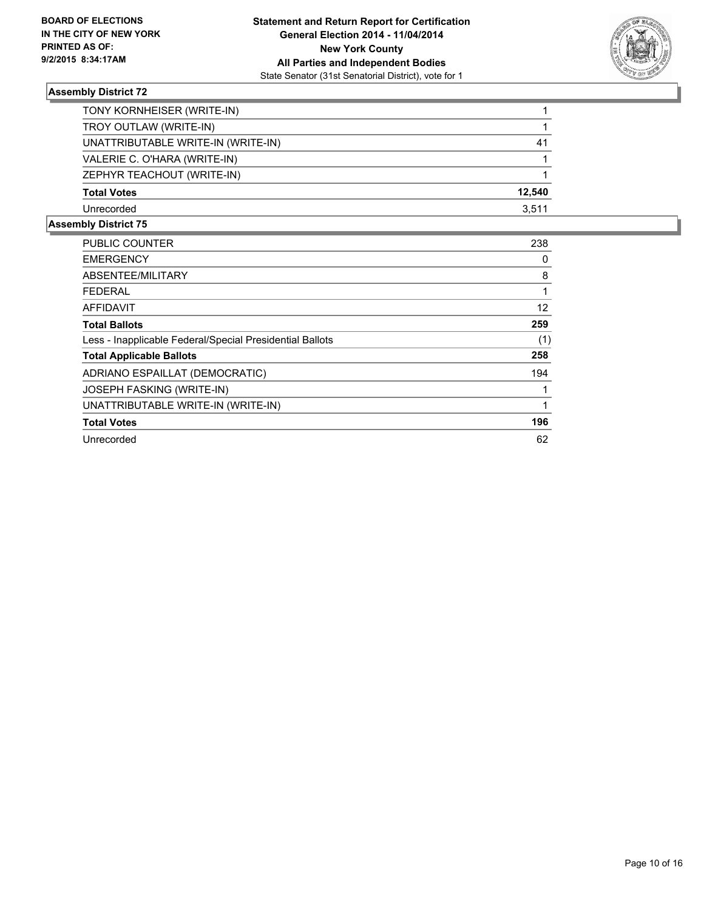BOARD OF ELECTIONS
IN THE CITY OF NEW YORK
PRINTED AS OF:
9/2/2015 8:34:17AM

**Statement and Return Report for Certification**
**General Election 2014 - 11/04/2014**
**New York County**
**All Parties and Independent Bodies**
State Senator (31st Senatorial District), vote for 1

### Assembly District 72

| | |
|---|---|
| TONY KORNHEISER (WRITE-IN) | 1 |
| TROY OUTLAW (WRITE-IN) | 1 |
| UNATTRIBUTABLE WRITE-IN (WRITE-IN) | 41 |
| VALERIE C. O'HARA (WRITE-IN) | 1 |
| ZEPHYR TEACHOUT (WRITE-IN) | 1 |
| **Total Votes** | **12,540** |
| Unrecorded | 3,511 |

### Assembly District 75

| | |
|---|---|
| PUBLIC COUNTER | 238 |
| EMERGENCY | 0 |
| ABSENTEE/MILITARY | 8 |
| FEDERAL | 1 |
| AFFIDAVIT | 12 |
| **Total Ballots** | **259** |
| Less - Inapplicable Federal/Special Presidential Ballots | (1) |
| **Total Applicable Ballots** | **258** |
| ADRIANO ESPAILLAT (DEMOCRATIC) | 194 |
| JOSEPH FASKING (WRITE-IN) | 1 |
| UNATTRIBUTABLE WRITE-IN (WRITE-IN) | 1 |
| **Total Votes** | **196** |
| Unrecorded | 62 |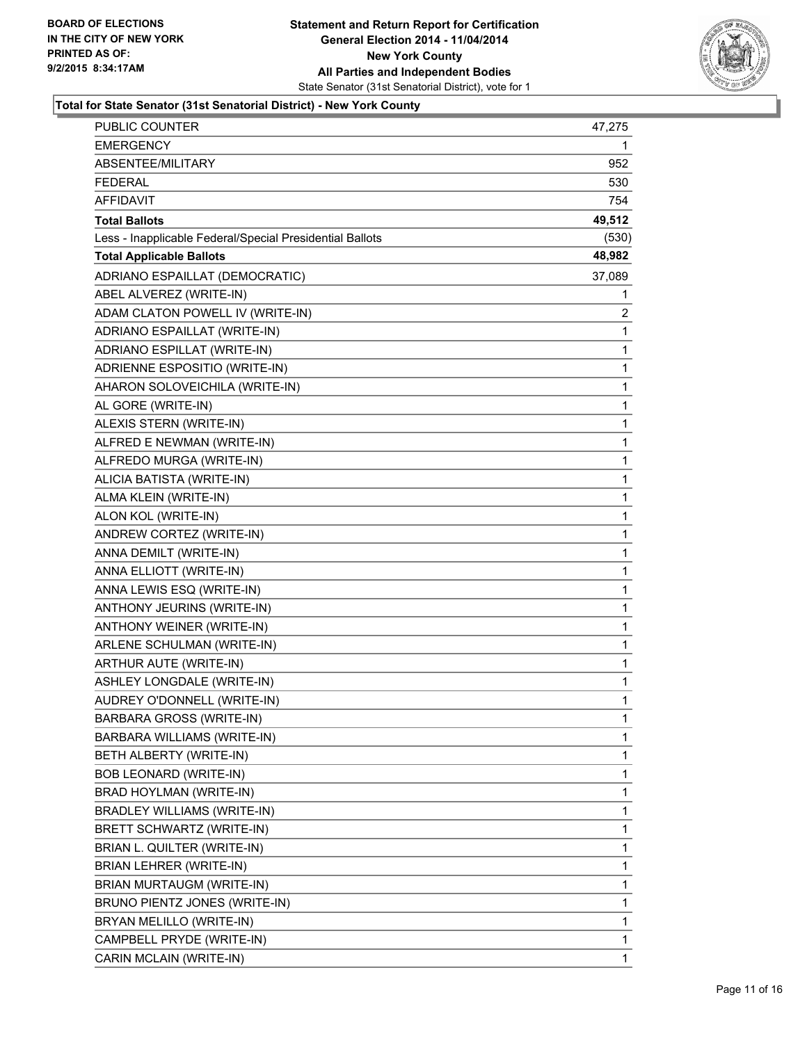BOARD OF ELECTIONS
IN THE CITY OF NEW YORK
PRINTED AS OF:
9/2/2015 8:34:17AM

**Statement and Return Report for Certification**
**General Election 2014 - 11/04/2014**
**New York County**
**All Parties and Independent Bodies**
State Senator (31st Senatorial District), vote for 1

**Total for State Senator (31st Senatorial District) - New York County**

| | |
|---|---|
| PUBLIC COUNTER | 47,275 |
| EMERGENCY | 1 |
| ABSENTEE/MILITARY | 952 |
| FEDERAL | 530 |
| AFFIDAVIT | 754 |
| **Total Ballots** | **49,512** |
| Less - Inapplicable Federal/Special Presidential Ballots | (530) |
| **Total Applicable Ballots** | **48,982** |
| ADRIANO ESPAILLAT (DEMOCRATIC) | 37,089 |
| ABEL ALVEREZ (WRITE-IN) | 1 |
| ADAM CLATON POWELL IV (WRITE-IN) | 2 |
| ADRIANO ESPAILLAT (WRITE-IN) | 1 |
| ADRIANO ESPILLAT (WRITE-IN) | 1 |
| ADRIENNE ESPOSITIO (WRITE-IN) | 1 |
| AHARON SOLOVEICHILA (WRITE-IN) | 1 |
| AL GORE (WRITE-IN) | 1 |
| ALEXIS STERN (WRITE-IN) | 1 |
| ALFRED E NEWMAN (WRITE-IN) | 1 |
| ALFREDO MURGA (WRITE-IN) | 1 |
| ALICIA BATISTA (WRITE-IN) | 1 |
| ALMA KLEIN (WRITE-IN) | 1 |
| ALON KOL (WRITE-IN) | 1 |
| ANDREW CORTEZ (WRITE-IN) | 1 |
| ANNA DEMILT (WRITE-IN) | 1 |
| ANNA ELLIOTT (WRITE-IN) | 1 |
| ANNA LEWIS ESQ (WRITE-IN) | 1 |
| ANTHONY JEURINS (WRITE-IN) | 1 |
| ANTHONY WEINER (WRITE-IN) | 1 |
| ARLENE SCHULMAN (WRITE-IN) | 1 |
| ARTHUR AUTE (WRITE-IN) | 1 |
| ASHLEY LONGDALE (WRITE-IN) | 1 |
| AUDREY O'DONNELL (WRITE-IN) | 1 |
| BARBARA GROSS (WRITE-IN) | 1 |
| BARBARA WILLIAMS (WRITE-IN) | 1 |
| BETH ALBERTY (WRITE-IN) | 1 |
| BOB LEONARD (WRITE-IN) | 1 |
| BRAD HOYLMAN (WRITE-IN) | 1 |
| BRADLEY WILLIAMS (WRITE-IN) | 1 |
| BRETT SCHWARTZ (WRITE-IN) | 1 |
| BRIAN L. QUILTER (WRITE-IN) | 1 |
| BRIAN LEHRER (WRITE-IN) | 1 |
| BRIAN MURTAUGM (WRITE-IN) | 1 |
| BRUNO PIENTZ JONES (WRITE-IN) | 1 |
| BRYAN MELILLO (WRITE-IN) | 1 |
| CAMPBELL PRYDE (WRITE-IN) | 1 |
| CARIN MCLAIN (WRITE-IN) | 1 |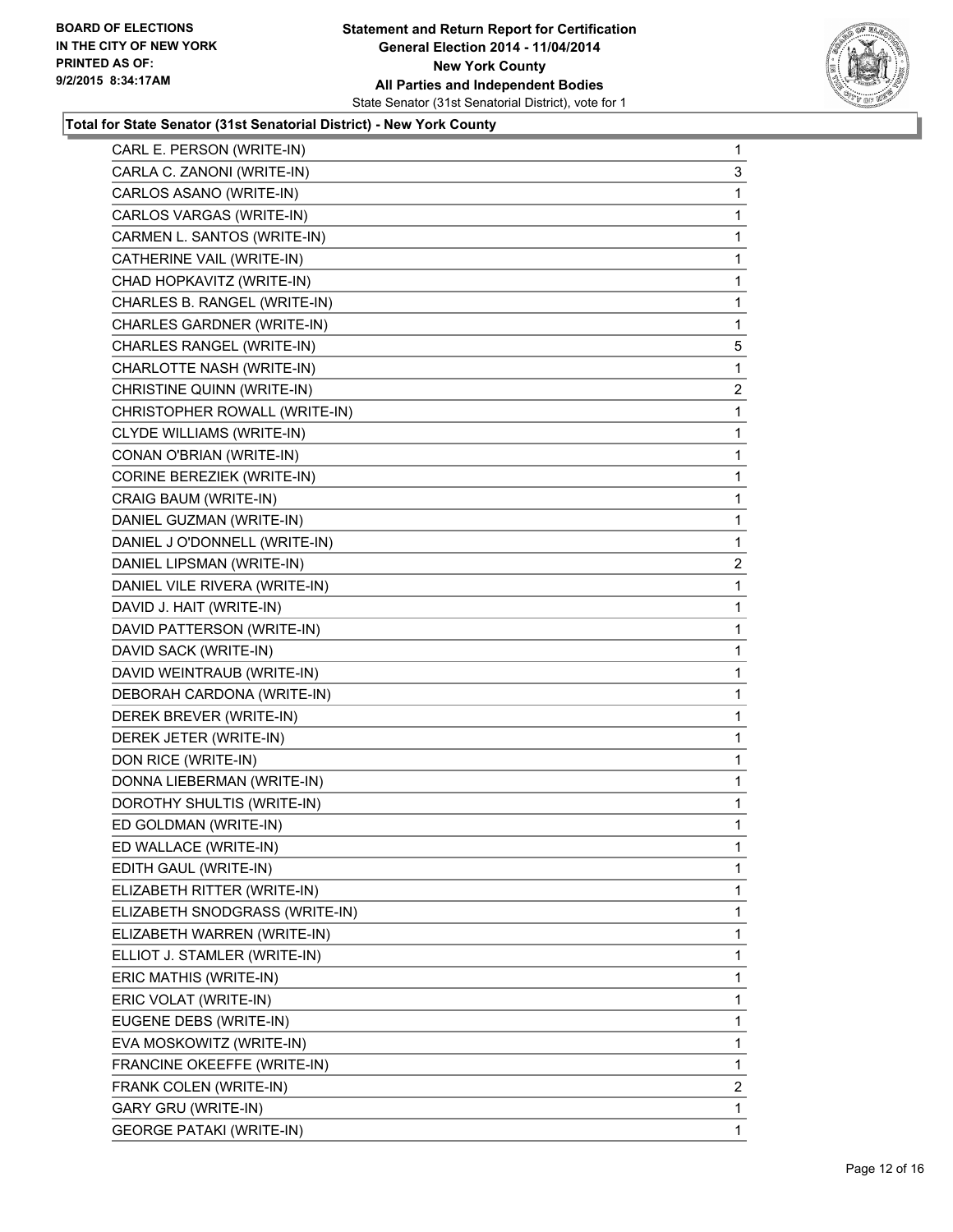**BOARD OF ELECTIONS IN THE CITY OF NEW YORK PRINTED AS OF: 9/2/2015 8:34:17AM**

**Statement and Return Report for Certification General Election 2014 - 11/04/2014 New York County All Parties and Independent Bodies**
State Senator (31st Senatorial District), vote for 1

**Total for State Senator (31st Senatorial District) - New York County**

| | |
|---|---|
| CARL E. PERSON (WRITE-IN) | 1 |
| CARLA C. ZANONI (WRITE-IN) | 3 |
| CARLOS ASANO (WRITE-IN) | 1 |
| CARLOS VARGAS (WRITE-IN) | 1 |
| CARMEN L. SANTOS (WRITE-IN) | 1 |
| CATHERINE VAIL (WRITE-IN) | 1 |
| CHAD HOPKAVITZ (WRITE-IN) | 1 |
| CHARLES B. RANGEL (WRITE-IN) | 1 |
| CHARLES GARDNER (WRITE-IN) | 1 |
| CHARLES RANGEL (WRITE-IN) | 5 |
| CHARLOTTE NASH (WRITE-IN) | 1 |
| CHRISTINE QUINN (WRITE-IN) | 2 |
| CHRISTOPHER ROWALL (WRITE-IN) | 1 |
| CLYDE WILLIAMS (WRITE-IN) | 1 |
| CONAN O'BRIAN (WRITE-IN) | 1 |
| CORINE BEREZIEK (WRITE-IN) | 1 |
| CRAIG BAUM (WRITE-IN) | 1 |
| DANIEL GUZMAN (WRITE-IN) | 1 |
| DANIEL J O'DONNELL (WRITE-IN) | 1 |
| DANIEL LIPSMAN (WRITE-IN) | 2 |
| DANIEL VILE RIVERA (WRITE-IN) | 1 |
| DAVID J. HAIT (WRITE-IN) | 1 |
| DAVID PATTERSON (WRITE-IN) | 1 |
| DAVID SACK (WRITE-IN) | 1 |
| DAVID WEINTRAUB (WRITE-IN) | 1 |
| DEBORAH CARDONA (WRITE-IN) | 1 |
| DEREK BREVER (WRITE-IN) | 1 |
| DEREK JETER (WRITE-IN) | 1 |
| DON RICE (WRITE-IN) | 1 |
| DONNA LIEBERMAN (WRITE-IN) | 1 |
| DOROTHY SHULTIS (WRITE-IN) | 1 |
| ED GOLDMAN (WRITE-IN) | 1 |
| ED WALLACE (WRITE-IN) | 1 |
| EDITH GAUL (WRITE-IN) | 1 |
| ELIZABETH RITTER (WRITE-IN) | 1 |
| ELIZABETH SNODGRASS (WRITE-IN) | 1 |
| ELIZABETH WARREN (WRITE-IN) | 1 |
| ELLIOT J. STAMLER (WRITE-IN) | 1 |
| ERIC MATHIS (WRITE-IN) | 1 |
| ERIC VOLAT (WRITE-IN) | 1 |
| EUGENE DEBS (WRITE-IN) | 1 |
| EVA MOSKOWITZ (WRITE-IN) | 1 |
| FRANCINE OKEEFFE (WRITE-IN) | 1 |
| FRANK COLEN (WRITE-IN) | 2 |
| GARY GRU (WRITE-IN) | 1 |
| GEORGE PATAKI (WRITE-IN) | 1 |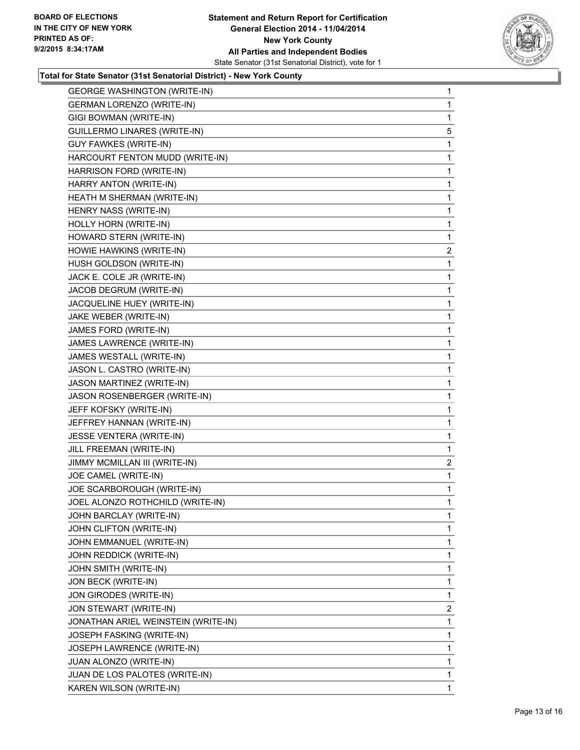**BOARD OF ELECTIONS**
**IN THE CITY OF NEW YORK**
**PRINTED AS OF:**
**9/2/2015 8:34:17AM**

**Statement and Return Report for Certification**
**General Election 2014 - 11/04/2014**
**New York County**
**All Parties and Independent Bodies**
State Senator (31st Senatorial District), vote for 1

**Total for State Senator (31st Senatorial District) - New York County**

| | |
|---|---|
| GEORGE WASHINGTON (WRITE-IN) | 1 |
| GERMAN LORENZO (WRITE-IN) | 1 |
| GIGI BOWMAN (WRITE-IN) | 1 |
| GUILLERMO LINARES (WRITE-IN) | 5 |
| GUY FAWKES (WRITE-IN) | 1 |
| HARCOURT FENTON MUDD (WRITE-IN) | 1 |
| HARRISON FORD (WRITE-IN) | 1 |
| HARRY ANTON (WRITE-IN) | 1 |
| HEATH M SHERMAN (WRITE-IN) | 1 |
| HENRY NASS (WRITE-IN) | 1 |
| HOLLY HORN (WRITE-IN) | 1 |
| HOWARD STERN (WRITE-IN) | 1 |
| HOWIE HAWKINS (WRITE-IN) | 2 |
| HUSH GOLDSON (WRITE-IN) | 1 |
| JACK E. COLE JR (WRITE-IN) | 1 |
| JACOB DEGRUM (WRITE-IN) | 1 |
| JACQUELINE HUEY (WRITE-IN) | 1 |
| JAKE WEBER (WRITE-IN) | 1 |
| JAMES FORD (WRITE-IN) | 1 |
| JAMES LAWRENCE (WRITE-IN) | 1 |
| JAMES WESTALL (WRITE-IN) | 1 |
| JASON L. CASTRO (WRITE-IN) | 1 |
| JASON MARTINEZ (WRITE-IN) | 1 |
| JASON ROSENBERGER (WRITE-IN) | 1 |
| JEFF KOFSKY (WRITE-IN) | 1 |
| JEFFREY HANNAN (WRITE-IN) | 1 |
| JESSE VENTERA (WRITE-IN) | 1 |
| JILL FREEMAN (WRITE-IN) | 1 |
| JIMMY MCMILLAN III (WRITE-IN) | 2 |
| JOE CAMEL (WRITE-IN) | 1 |
| JOE SCARBOROUGH (WRITE-IN) | 1 |
| JOEL ALONZO ROTHCHILD (WRITE-IN) | 1 |
| JOHN BARCLAY (WRITE-IN) | 1 |
| JOHN CLIFTON (WRITE-IN) | 1 |
| JOHN EMMANUEL (WRITE-IN) | 1 |
| JOHN REDDICK (WRITE-IN) | 1 |
| JOHN SMITH (WRITE-IN) | 1 |
| JON BECK (WRITE-IN) | 1 |
| JON GIRODES (WRITE-IN) | 1 |
| JON STEWART (WRITE-IN) | 2 |
| JONATHAN ARIEL WEINSTEIN (WRITE-IN) | 1 |
| JOSEPH FASKING (WRITE-IN) | 1 |
| JOSEPH LAWRENCE (WRITE-IN) | 1 |
| JUAN ALONZO (WRITE-IN) | 1 |
| JUAN DE LOS PALOTES (WRITE-IN) | 1 |
| KAREN WILSON (WRITE-IN) | 1 |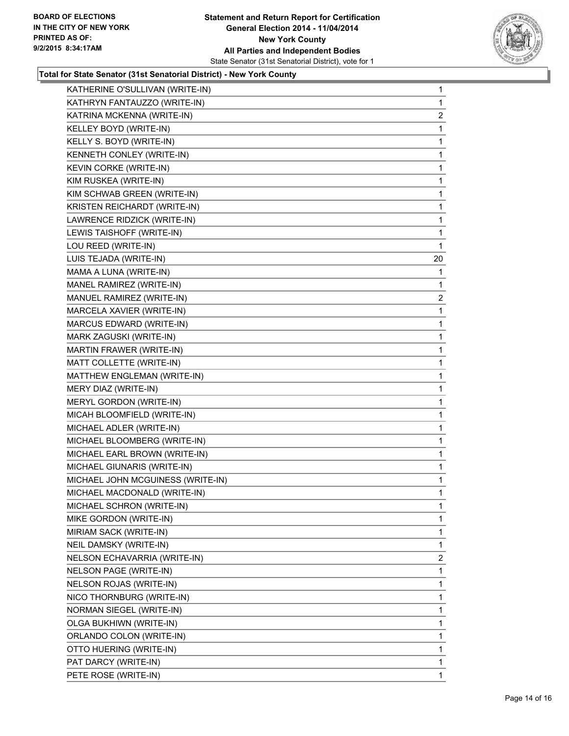**Board of Elections in the City of New York**
**Printed as of: 9/2/2015 8:34:17AM**

**Statement and Return Report for Certification**
**General Election 2014 - 11/04/2014**
**New York County**
**All Parties and Independent Bodies**
State Senator (31st Senatorial District), vote for 1

**Total for State Senator (31st Senatorial District) - New York County**

| Candidate | Votes |
|---|---|
| KATHERINE O'SULLIVAN (WRITE-IN) | 1 |
| KATHRYN FANTAUZZO (WRITE-IN) | 1 |
| KATRINA MCKENNA (WRITE-IN) | 2 |
| KELLEY BOYD (WRITE-IN) | 1 |
| KELLY S. BOYD (WRITE-IN) | 1 |
| KENNETH CONLEY (WRITE-IN) | 1 |
| KEVIN CORKE (WRITE-IN) | 1 |
| KIM RUSKEA (WRITE-IN) | 1 |
| KIM SCHWAB GREEN (WRITE-IN) | 1 |
| KRISTEN REICHARDT (WRITE-IN) | 1 |
| LAWRENCE RIDZICK (WRITE-IN) | 1 |
| LEWIS TAISHOFF (WRITE-IN) | 1 |
| LOU REED (WRITE-IN) | 1 |
| LUIS TEJADA (WRITE-IN) | 20 |
| MAMA A LUNA (WRITE-IN) | 1 |
| MANEL RAMIREZ (WRITE-IN) | 1 |
| MANUEL RAMIREZ (WRITE-IN) | 2 |
| MARCELA XAVIER (WRITE-IN) | 1 |
| MARCUS EDWARD (WRITE-IN) | 1 |
| MARK ZAGUSKI (WRITE-IN) | 1 |
| MARTIN FRAWER (WRITE-IN) | 1 |
| MATT COLLETTE (WRITE-IN) | 1 |
| MATTHEW ENGLEMAN (WRITE-IN) | 1 |
| MERY DIAZ (WRITE-IN) | 1 |
| MERYL GORDON (WRITE-IN) | 1 |
| MICAH BLOOMFIELD (WRITE-IN) | 1 |
| MICHAEL ADLER (WRITE-IN) | 1 |
| MICHAEL BLOOMBERG (WRITE-IN) | 1 |
| MICHAEL EARL BROWN (WRITE-IN) | 1 |
| MICHAEL GIUNARIS (WRITE-IN) | 1 |
| MICHAEL JOHN MCGUINESS (WRITE-IN) | 1 |
| MICHAEL MACDONALD (WRITE-IN) | 1 |
| MICHAEL SCHRON (WRITE-IN) | 1 |
| MIKE GORDON (WRITE-IN) | 1 |
| MIRIAM SACK (WRITE-IN) | 1 |
| NEIL DAMSKY (WRITE-IN) | 1 |
| NELSON ECHAVARRIA (WRITE-IN) | 2 |
| NELSON PAGE (WRITE-IN) | 1 |
| NELSON ROJAS (WRITE-IN) | 1 |
| NICO THORNBURG (WRITE-IN) | 1 |
| NORMAN SIEGEL (WRITE-IN) | 1 |
| OLGA BUKHIWN (WRITE-IN) | 1 |
| ORLANDO COLON (WRITE-IN) | 1 |
| OTTO HUERING (WRITE-IN) | 1 |
| PAT DARCY (WRITE-IN) | 1 |
| PETE ROSE (WRITE-IN) | 1 |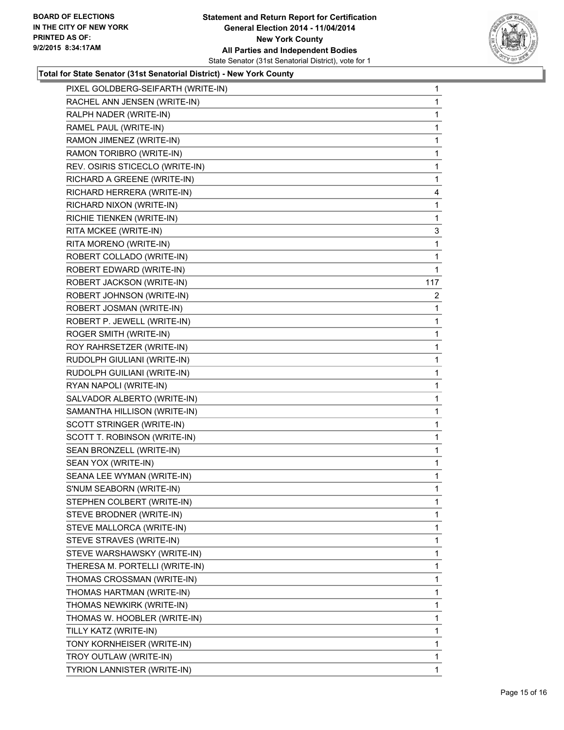**BOARD OF ELECTIONS IN THE CITY OF NEW YORK PRINTED AS OF: 9/2/2015 8:34:17AM**

**Statement and Return Report for Certification General Election 2014 - 11/04/2014 New York County All Parties and Independent Bodies**

State Senator (31st Senatorial District), vote for 1

**Total for State Senator (31st Senatorial District) - New York County**

| | |
|---|---|
| PIXEL GOLDBERG-SEIFARTH (WRITE-IN) | 1 |
| RACHEL ANN JENSEN (WRITE-IN) | 1 |
| RALPH NADER (WRITE-IN) | 1 |
| RAMEL PAUL (WRITE-IN) | 1 |
| RAMON JIMENEZ (WRITE-IN) | 1 |
| RAMON TORIBRO (WRITE-IN) | 1 |
| REV. OSIRIS STICECLO (WRITE-IN) | 1 |
| RICHARD A GREENE (WRITE-IN) | 1 |
| RICHARD HERRERA (WRITE-IN) | 4 |
| RICHARD NIXON (WRITE-IN) | 1 |
| RICHIE TIENKEN (WRITE-IN) | 1 |
| RITA MCKEE (WRITE-IN) | 3 |
| RITA MORENO (WRITE-IN) | 1 |
| ROBERT COLLADO (WRITE-IN) | 1 |
| ROBERT EDWARD (WRITE-IN) | 1 |
| ROBERT JACKSON (WRITE-IN) | 117 |
| ROBERT JOHNSON (WRITE-IN) | 2 |
| ROBERT JOSMAN (WRITE-IN) | 1 |
| ROBERT P. JEWELL (WRITE-IN) | 1 |
| ROGER SMITH (WRITE-IN) | 1 |
| ROY RAHRSETZER (WRITE-IN) | 1 |
| RUDOLPH GIULIANI (WRITE-IN) | 1 |
| RUDOLPH GUILIANI (WRITE-IN) | 1 |
| RYAN NAPOLI (WRITE-IN) | 1 |
| SALVADOR ALBERTO (WRITE-IN) | 1 |
| SAMANTHA HILLISON (WRITE-IN) | 1 |
| SCOTT STRINGER (WRITE-IN) | 1 |
| SCOTT T. ROBINSON (WRITE-IN) | 1 |
| SEAN BRONZELL (WRITE-IN) | 1 |
| SEAN YOX (WRITE-IN) | 1 |
| SEANA LEE WYMAN (WRITE-IN) | 1 |
| S'NUM SEABORN (WRITE-IN) | 1 |
| STEPHEN COLBERT (WRITE-IN) | 1 |
| STEVE BRODNER (WRITE-IN) | 1 |
| STEVE MALLORCA (WRITE-IN) | 1 |
| STEVE STRAVES (WRITE-IN) | 1 |
| STEVE WARSHAWSKY (WRITE-IN) | 1 |
| THERESA M. PORTELLI (WRITE-IN) | 1 |
| THOMAS CROSSMAN (WRITE-IN) | 1 |
| THOMAS HARTMAN (WRITE-IN) | 1 |
| THOMAS NEWKIRK (WRITE-IN) | 1 |
| THOMAS W. HOOBLER (WRITE-IN) | 1 |
| TILLY KATZ (WRITE-IN) | 1 |
| TONY KORNHEISER (WRITE-IN) | 1 |
| TROY OUTLAW (WRITE-IN) | 1 |
| TYRION LANNISTER (WRITE-IN) | 1 |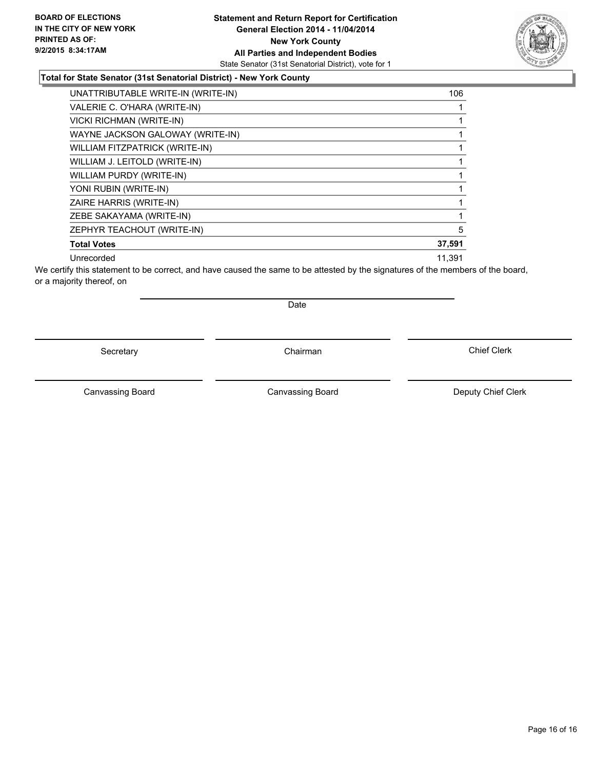**Total for State Senator (31st Senatorial District) - New York County**

| | |
|---|---|
| UNATTRIBUTABLE WRITE-IN (WRITE-IN) | 106 |
| VALERIE C. O'HARA (WRITE-IN) | 1 |
| VICKI RICHMAN (WRITE-IN) | 1 |
| WAYNE JACKSON GALOWAY (WRITE-IN) | 1 |
| WILLIAM FITZPATRICK (WRITE-IN) | 1 |
| WILLIAM J. LEITOLD (WRITE-IN) | 1 |
| WILLIAM PURDY (WRITE-IN) | 1 |
| YONI RUBIN (WRITE-IN) | 1 |
| ZAIRE HARRIS (WRITE-IN) | 1 |
| ZEBE SAKAYAMA (WRITE-IN) | 1 |
| ZEPHYR TEACHOUT (WRITE-IN) | 5 |
| **Total Votes** | **37,591** |
| Unrecorded | 11,391 |

We certify this statement to be correct, and have caused the same to be attested by the signatures of the members of the board, or a majority thereof, on

Date

Secretary

Chairman

Chief Clerk

Canvassing Board

Canvassing Board

Deputy Chief Clerk